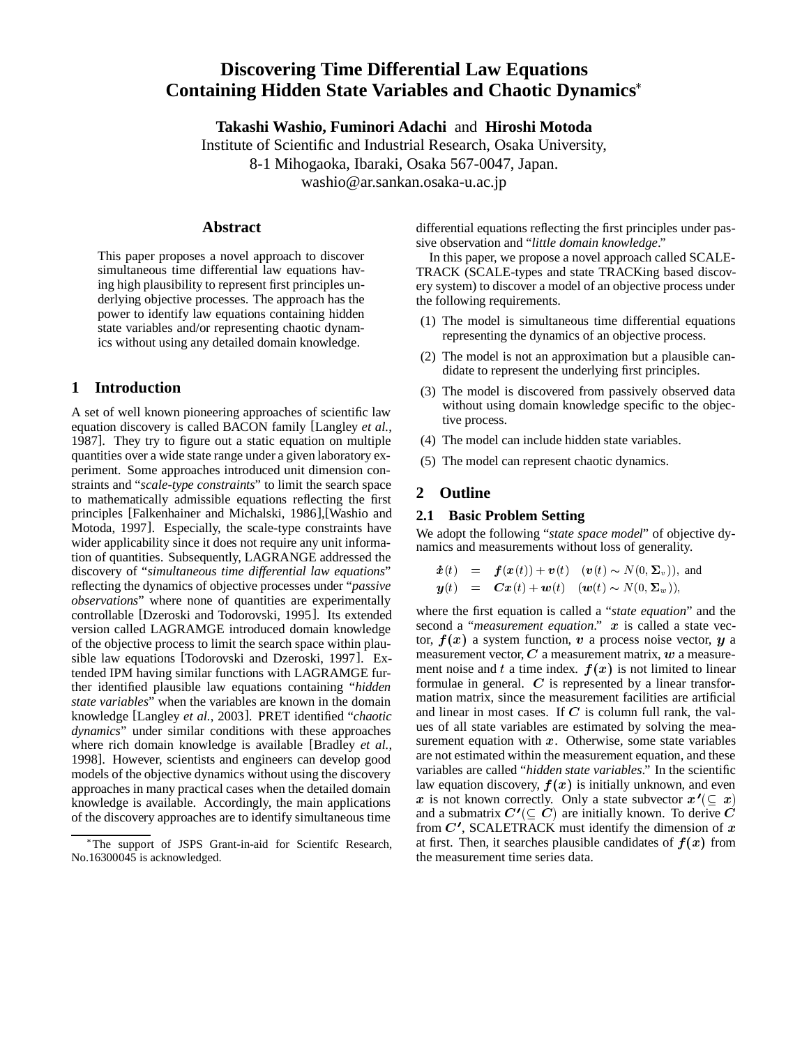# Discovering Time Differential Law Equations Containing Hidden State Variables and Chaotic Dynamics*

**Takashi Washio, Fuminori Adachi** and **Hiroshi Motoda**

Institute of Scientific and Industrial Research, Osaka University,
8-1 Mihogaoka, Ibaraki, Osaka 567-0047, Japan.
washio@ar.sankan.osaka-u.ac.jp

## Abstract

This paper proposes a novel approach to discover simultaneous time differential law equations having high plausibility to represent first principles underlying objective processes. The approach has the power to identify law equations containing hidden state variables and/or representing chaotic dynamics without using any detailed domain knowledge.

## 1 Introduction

A set of well known pioneering approaches of scientific law equation discovery is called BACON family [Langley *et al.*, 1987]. They try to figure out a static equation on multiple quantities over a wide state range under a given laboratory experiment. Some approaches introduced unit dimension constraints and "*scale-type constraints*" to limit the search space to mathematically admissible equations reflecting the first principles [Falkenhainer and Michalski, 1986],[Washio and Motoda, 1997]. Especially, the scale-type constraints have wider applicability since it does not require any unit information of quantities. Subsequently, LAGRANGE addressed the discovery of "*simultaneous time differential law equations*" reflecting the dynamics of objective processes under "*passive observations*" where none of quantities are experimentally controllable [Dzeroski and Todorovski, 1995]. Its extended version called LAGRAMGE introduced domain knowledge of the objective process to limit the search space within plausible law equations [Todorovski and Dzeroski, 1997]. Extended IPM having similar functions with LAGRAMGE further identified plausible law equations containing "*hidden state variables*" when the variables are known in the domain knowledge [Langley *et al.*, 2003]. PRET identified "*chaotic dynamics*" under similar conditions with these approaches where rich domain knowledge is available [Bradley *et al.*, 1998]. However, scientists and engineers can develop good models of the objective dynamics without using the discovery approaches in many practical cases when the detailed domain knowledge is available. Accordingly, the main applications of the discovery approaches are to identify simultaneous time differential equations reflecting the first principles under passive observation and "*little domain knowledge*."

In this paper, we propose a novel approach called SCALETRACK (SCALE-types and state TRACKing based discovery system) to discover a model of an objective process under the following requirements.

(1) The model is simultaneous time differential equations representing the dynamics of an objective process.

(2) The model is not an approximation but a plausible candidate to represent the underlying first principles.

(3) The model is discovered from passively observed data without using domain knowledge specific to the objective process.

(4) The model can include hidden state variables.

(5) The model can represent chaotic dynamics.

## 2 Outline

### 2.1 Basic Problem Setting

We adopt the following "*state space model*" of objective dynamics and measurements without loss of generality.

$$\begin{aligned}
\dot{\boldsymbol{x}}(t) &= \boldsymbol{f}(\boldsymbol{x}(t)) + \boldsymbol{v}(t) \quad (\boldsymbol{v}(t) \sim N(0, \boldsymbol{\Sigma}_v)), \text{ and} \\
\boldsymbol{y}(t) &= \boldsymbol{C}\boldsymbol{x}(t) + \boldsymbol{w}(t) \quad (\boldsymbol{w}(t) \sim N(0, \boldsymbol{\Sigma}_w)),
\end{aligned}$$

where the first equation is called a "*state equation*" and the second a "*measurement equation*." $\boldsymbol{x}$ is called a state vector, $\boldsymbol{f}(\boldsymbol{x})$ a system function, $\boldsymbol{v}$ a process noise vector, $\boldsymbol{y}$ a measurement vector, $\boldsymbol{C}$ a measurement matrix, $\boldsymbol{w}$ a measurement noise and $t$ a time index. $\boldsymbol{f}(\boldsymbol{x})$ is not limited to linear formulae in general. $\boldsymbol{C}$ is represented by a linear transformation matrix, since the measurement facilities are artificial and linear in most cases. If $\boldsymbol{C}$ is column full rank, the values of all state variables are estimated by solving the measurement equation with $\boldsymbol{x}$. Otherwise, some state variables are not estimated within the measurement equation, and these variables are called "*hidden state variables*." In the scientific law equation discovery, $\boldsymbol{f}(\boldsymbol{x})$ is initially unknown, and even $\boldsymbol{x}$ is not known correctly. Only a state subvector $\boldsymbol{x}'(\subseteq \boldsymbol{x})$ and a submatrix $\boldsymbol{C}'(\subseteq \boldsymbol{C})$ are initially known. To derive $\boldsymbol{C}$ from $\boldsymbol{C}'$, SCALETRACK must identify the dimension of $\boldsymbol{x}$ at first. Then, it searches plausible candidates of $\boldsymbol{f}(\boldsymbol{x})$ from the measurement time series data.

*The support of JSPS Grant-in-aid for Scientifc Research, No.16300045 is acknowledged.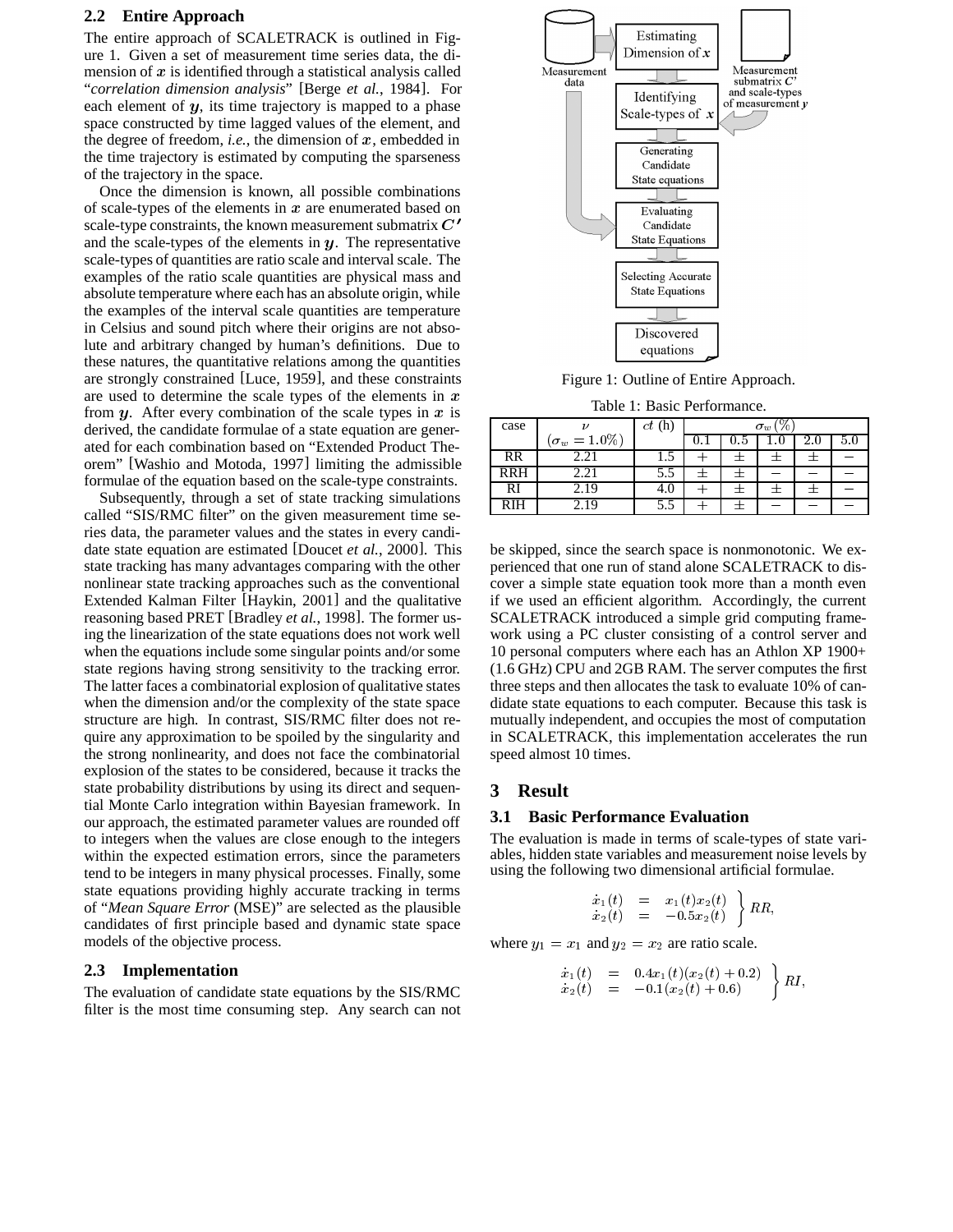### 2.2 Entire Approach

The entire approach of SCALETRACK is outlined in Figure 1. Given a set of measurement time series data, the dimension of $\boldsymbol{x}$ is identified through a statistical analysis called "*correlation dimension analysis*" [Berge *et al.*, 1984]. For each element of $\boldsymbol{y}$, its time trajectory is mapped to a phase space constructed by time lagged values of the element, and the degree of freedom, *i.e.*, the dimension of $\boldsymbol{x}$, embedded in the time trajectory is estimated by computing the sparseness of the trajectory in the space.

Once the dimension is known, all possible combinations of scale-types of the elements in $\boldsymbol{x}$ are enumerated based on scale-type constraints, the known measurement submatrix $\boldsymbol{C'}$ and the scale-types of the elements in $\boldsymbol{y}$. The representative scale-types of quantities are ratio scale and interval scale. The examples of the ratio scale quantities are physical mass and absolute temperature where each has an absolute origin, while the examples of the interval scale quantities are temperature in Celsius and sound pitch where their origins are not absolute and arbitrary changed by human's definitions. Due to these natures, the quantitative relations among the quantities are strongly constrained [Luce, 1959], and these constraints are used to determine the scale types of the elements in $\boldsymbol{x}$ from $\boldsymbol{y}$. After every combination of the scale types in $\boldsymbol{x}$ is derived, the candidate formulae of a state equation are generated for each combination based on "Extended Product Theorem" [Washio and Motoda, 1997] limiting the admissible formulae of the equation based on the scale-type constraints.

Subsequently, through a set of state tracking simulations called "SIS/RMC filter" on the given measurement time series data, the parameter values and the states in every candidate state equation are estimated [Doucet *et al.*, 2000]. This state tracking has many advantages comparing with the other nonlinear state tracking approaches such as the conventional Extended Kalman Filter [Haykin, 2001] and the qualitative reasoning based PRET [Bradley *et al.*, 1998]. The former using the linearization of the state equations does not work well when the equations include some singular points and/or some state regions having strong sensitivity to the tracking error. The latter faces a combinatorial explosion of qualitative states when the dimension and/or the complexity of the state space structure are high. In contrast, SIS/RMC filter does not require any approximation to be spoiled by the singularity and the strong nonlinearity, and does not face the combinatorial explosion of the states to be considered, because it tracks the state probability distributions by using its direct and sequential Monte Carlo integration within Bayesian framework. In our approach, the estimated parameter values are rounded off to integers when the values are close enough to the integers within the expected estimation errors, since the parameters tend to be integers in many physical processes. Finally, some state equations providing highly accurate tracking in terms of "*Mean Square Error* (MSE)" are selected as the plausible candidates of first principle based and dynamic state space models of the objective process.

Measurement data → Estimating Dimension of $\boldsymbol{x}$ → Identifying Scale-types of $\boldsymbol{x}$ (← Measurement submatrix $C'$ and scale-types of measurement $\boldsymbol{y}$) → Generating Candidate State equations → Evaluating Candidate State Equations (← Measurement data) → Selecting Accurate State Equations → Discovered equations

Figure 1: Outline of Entire Approach.

Table 1: Basic Performance.

| case | $\nu$ ($\sigma_w = 1.0\%$) | $ct$ (h) | $\sigma_w$ (%) | | | | |
|---|---|---|---|---|---|---|---|
| | | | 0.1 | 0.5 | 1.0 | 2.0 | 5.0 |
| RR | 2.21 | 1.5 | $+$ | $\pm$ | $\pm$ | $\pm$ | $-$ |
| RRH | 2.21 | 5.5 | $\pm$ | $\pm$ | $-$ | $-$ | $-$ |
| RI | 2.19 | 4.0 | $+$ | $\pm$ | $\pm$ | $\pm$ | $-$ |
| RIH | 2.19 | 5.5 | $+$ | $\pm$ | $-$ | $-$ | $-$ |

### 2.3 Implementation

The evaluation of candidate state equations by the SIS/RMC filter is the most time consuming step. Any search can not be skipped, since the search space is nonmonotonic. We experienced that one run of stand alone SCALETRACK to discover a simple state equation took more than a month even if we used an efficient algorithm. Accordingly, the current SCALETRACK introduced a simple grid computing framework using a PC cluster consisting of a control server and 10 personal computers where each has an Athlon XP 1900+ (1.6 GHz) CPU and 2GB RAM. The server computes the first three steps and then allocates the task to evaluate 10% of candidate state equations to each computer. Because this task is mutually independent, and occupies the most of computation in SCALETRACK, this implementation accelerates the run speed almost 10 times.

## 3 Result

### 3.1 Basic Performance Evaluation

The evaluation is made in terms of scale-types of state variables, hidden state variables and measurement noise levels by using the following two dimensional artificial formulae.

$$\left.\begin{array}{rcl} \dot{x}_1(t) & = & x_1(t)x_2(t) \\ \dot{x}_2(t) & = & -0.5x_2(t) \end{array}\right\} RR,$$

where $y_1 = x_1$ and $y_2 = x_2$ are ratio scale.

$$\left.\begin{array}{rcl} \dot{x}_1(t) & = & 0.4x_1(t)(x_2(t) + 0.2) \\ \dot{x}_2(t) & = & -0.1(x_2(t) + 0.6) \end{array}\right\} RI,$$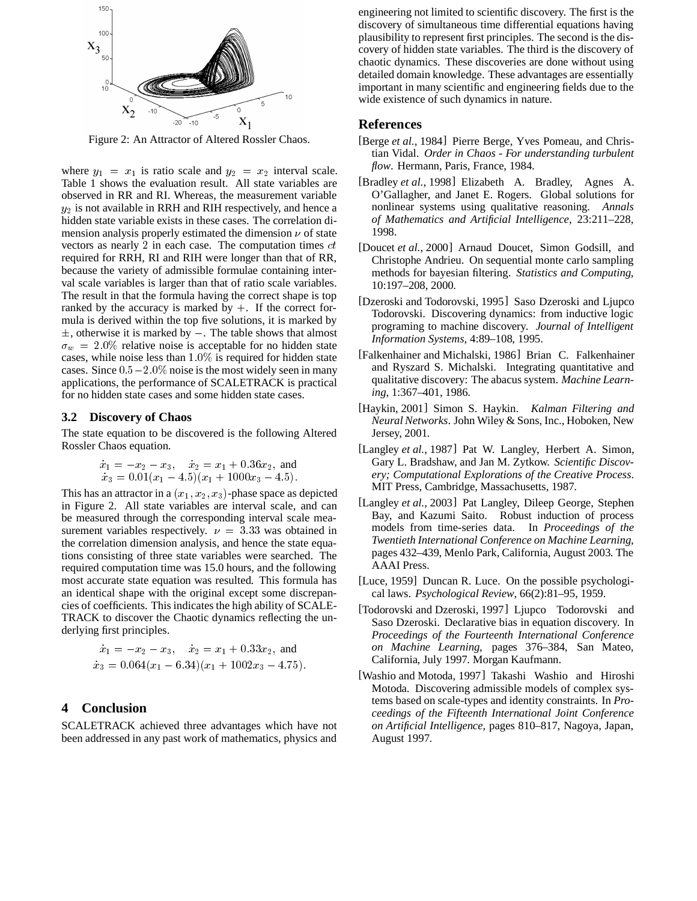150

100

$x_3$

50

0

10

0

$x_2$

-10

-20

-10

-5

0

$x_1$

5

10

Figure 2: An Attractor of Altered Rossler Chaos.

where $y_1 = x_1$ is ratio scale and $y_2 = x_2$ interval scale. Table 1 shows the evaluation result. All state variables are observed in RR and RI. Whereas, the measurement variable $y_2$ is not available in RRH and RIH respectively, and hence a hidden state variable exists in these cases. The correlation dimension analysis properly estimated the dimension $\nu$ of state vectors as nearly 2 in each case. The computation times $ct$ required for RRH, RI and RIH were longer than that of RR, because the variety of admissible formulae containing interval scale variables is larger than that of ratio scale variables. The result in that the formula having the correct shape is top ranked by the accuracy is marked by $+$. If the correct formula is derived within the top five solutions, it is marked by $\pm$, otherwise it is marked by $-$. The table shows that almost $\sigma_w = 2.0\%$ relative noise is acceptable for no hidden state cases, while noise less than $1.0\%$ is required for hidden state cases. Since $0.5 - 2.0\%$ noise is the most widely seen in many applications, the performance of SCALETRACK is practical for no hidden state cases and some hidden state cases.

### 3.2 Discovery of Chaos

The state equation to be discovered is the following Altered Rossler Chaos equation.

$$\dot{x}_1 = -x_2 - x_3, \quad \dot{x}_2 = x_1 + 0.36x_2, \text{ and}$$
$$\dot{x}_3 = 0.01(x_1 - 4.5)(x_1 + 1000x_3 - 4.5).$$

This has an attractor in a $(x_1, x_2, x_3)$-phase space as depicted in Figure 2. All state variables are interval scale, and can be measured through the corresponding interval scale measurement variables respectively. $\nu = 3.33$ was obtained in the correlation dimension analysis, and hence the state equations consisting of three state variables were searched. The required computation time was 15.0 hours, and the following most accurate state equation was resulted. This formula has an identical shape with the original except some discrepancies of coefficients. This indicates the high ability of SCALETRACK to discover the Chaotic dynamics reflecting the underlying first principles.

$$\dot{x}_1 = -x_2 - x_3, \quad \dot{x}_2 = x_1 + 0.33x_2, \text{ and}$$
$$\dot{x}_3 = 0.064(x_1 - 6.34)(x_1 + 1002x_3 - 4.75).$$

## 4 Conclusion

SCALETRACK achieved three advantages which have not been addressed in any past work of mathematics, physics and engineering not limited to scientific discovery. The first is the discovery of simultaneous time differential equations having plausibility to represent first principles. The second is the discovery of hidden state variables. The third is the discovery of chaotic dynamics. These discoveries are done without using detailed domain knowledge. These advantages are essentially important in many scientific and engineering fields due to the wide existence of such dynamics in nature.

## References

[Berge *et al.*, 1984] Pierre Berge, Yves Pomeau, and Christian Vidal. *Order in Chaos - For understanding turbulent flow*. Hermann, Paris, France, 1984.

[Bradley *et al.*, 1998] Elizabeth A. Bradley, Agnes A. O'Gallagher, and Janet E. Rogers. Global solutions for nonlinear systems using qualitative reasoning. *Annals of Mathematics and Artificial Intelligence*, 23:211–228, 1998.

[Doucet *et al.*, 2000] Arnaud Doucet, Simon Godsill, and Christophe Andrieu. On sequential monte carlo sampling methods for bayesian filtering. *Statistics and Computing*, 10:197–208, 2000.

[Dzeroski and Todorovski, 1995] Saso Dzeroski and Ljupco Todorovski. Discovering dynamics: from inductive logic programing to machine discovery. *Journal of Intelligent Information Systems*, 4:89–108, 1995.

[Falkenhainer and Michalski, 1986] Brian C. Falkenhainer and Ryszard S. Michalski. Integrating quantitative and qualitative discovery: The abacus system. *Machine Learning*, 1:367–401, 1986.

[Haykin, 2001] Simon S. Haykin. *Kalman Filtering and Neural Networks*. John Wiley & Sons, Inc., Hoboken, New Jersey, 2001.

[Langley *et al.*, 1987] Pat W. Langley, Herbert A. Simon, Gary L. Bradshaw, and Jan M. Zytkow. *Scientific Discovery; Computational Explorations of the Creative Process*. MIT Press, Cambridge, Massachusetts, 1987.

[Langley *et al.*, 2003] Pat Langley, Dileep George, Stephen Bay, and Kazumi Saito. Robust induction of process models from time-series data. In *Proceedings of the Twentieth International Conference on Machine Learning*, pages 432–439, Menlo Park, California, August 2003. The AAAI Press.

[Luce, 1959] Duncan R. Luce. On the possible psychological laws. *Psychological Review*, 66(2):81–95, 1959.

[Todorovski and Dzeroski, 1997] Ljupco Todorovski and Saso Dzeroski. Declarative bias in equation discovery. In *Proceedings of the Fourteenth International Conference on Machine Learning*, pages 376–384, San Mateo, California, July 1997. Morgan Kaufmann.

[Washio and Motoda, 1997] Takashi Washio and Hiroshi Motoda. Discovering admissible models of complex systems based on scale-types and identity constraints. In *Proceedings of the Fifteenth International Joint Conference on Artificial Intelligence*, pages 810–817, Nagoya, Japan, August 1997.